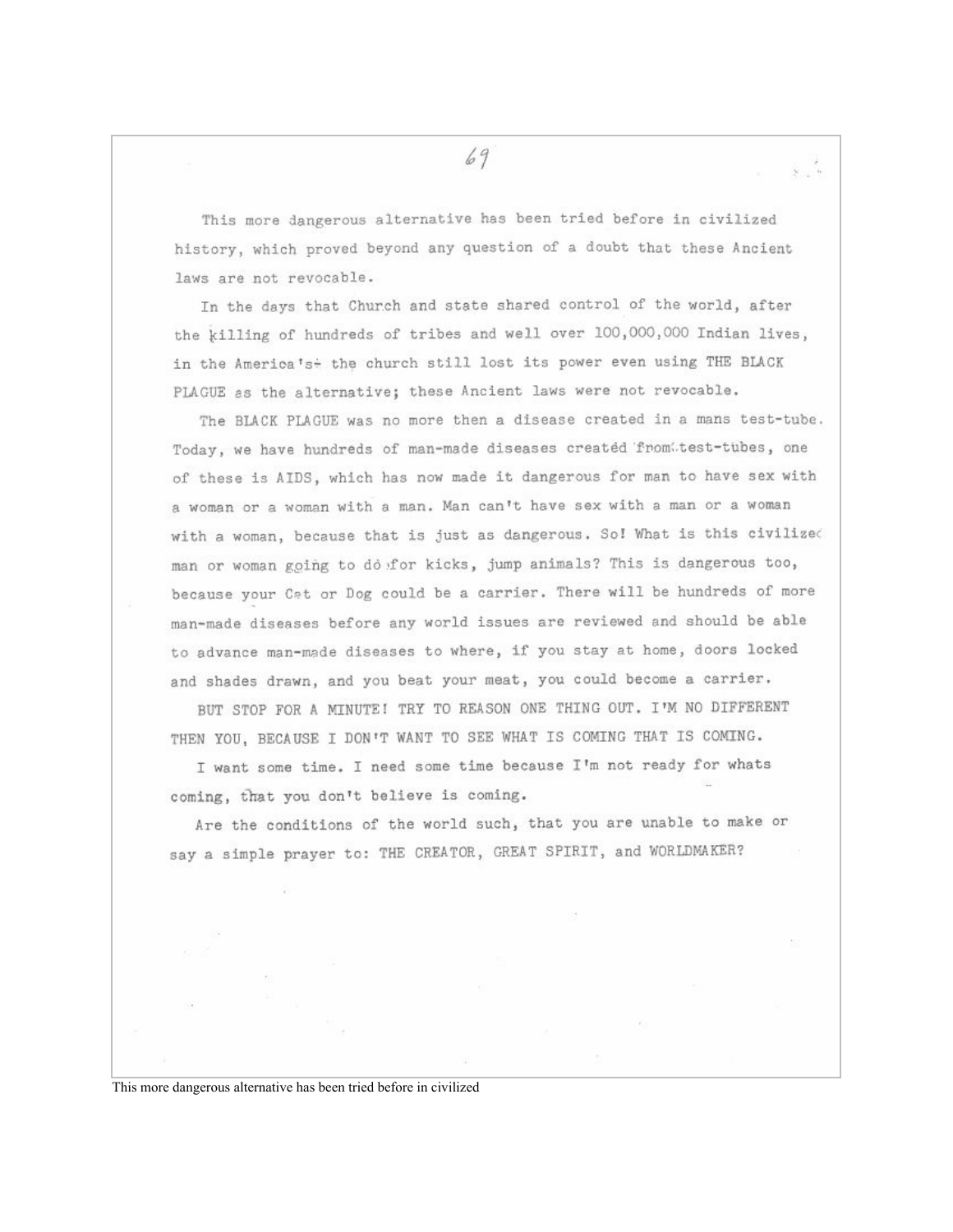This more dangerous alternative has been tried before in civilized history, which proved beyond any question of a doubt that these Ancient laws are not revocable.

In the days that Church and state shared control of the world, after the killing of hundreds of tribes and well over 100,000,000 Indian lives, in the America's- the church still lost its power even using THE BLACK PLAGUE as the alternative; these Ancient laws were not revocable.

The BLACK PLAGUE was no more then a disease created in a mans test-tube. Today, we have hundreds of man-made diseases created from test-tubes, one of these is AIDS, which has now made it dangerous for man to have sex with a woman or a woman with a man. Man can't have sex with a man or a woman with a woman, because that is just as dangerous. So! What is this civilized man or woman going to do for kicks, jump animals? This is dangerous too, because your Cat or Dog could be a carrier. There will be hundreds of more man-made diseases before any world issues are reviewed and should be able to advance man-made diseases to where, if you stay at home, doors locked and shades drawn, and you beat your meat, you could become a carrier.

BUT STOP FOR A MINUTE! TRY TO REASON ONE THING OUT. I'M NO DIFFERENT THEN YOU, BECAUSE I DON'T WANT TO SEE WHAT IS COMING THAT IS COMING.

I want some time. I need some time because I'm not ready for whats coming, that you don't believe is coming.

Are the conditions of the world such, that you are unable to make or say a simple prayer to: THE CREATOR, GREAT SPIRIT, and WORLDMAKER?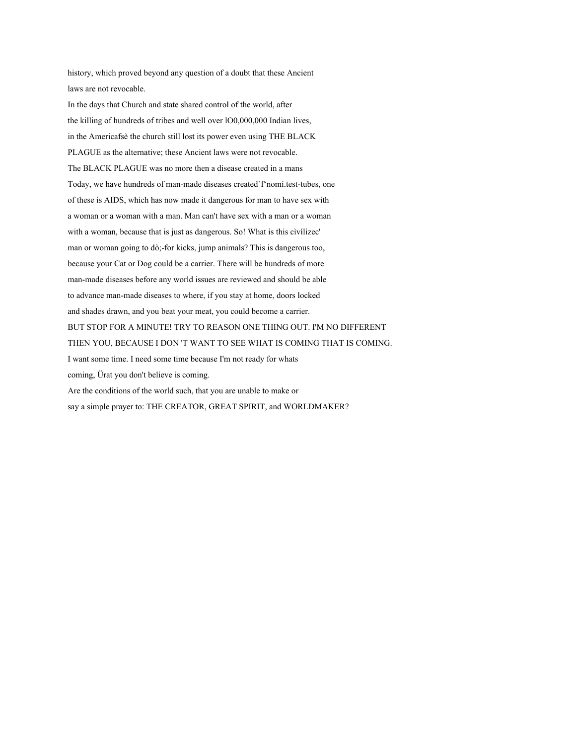history, which proved beyond any question of a doubt that these Ancient laws are not revocable.

In the days that Church and state shared control of the world, after the killing of hundreds of tribes and well over lO0,000,000 Indian lives, in the Americafsè the church still lost its power even using THE BLACK PLAGUE as the alternative; these Ancient laws were not revocable.

The BLACK PLAGUE was no more then a disease created in a mans

Today, we have hundreds of man-made diseases created`f'nomí.test-tubes, one of these is AIDS, which has now made it dangerous for man to have sex with a woman or a woman with a man. Man can't have sex with a man or a woman with a woman, because that is just as dangerous. So! What is this civílizec' man or woman going to dò;-for kicks, jump animals? This is dangerous too, because your Cat or Dog could be a carrier. There will be hundreds of more man-made diseases before any world issues are reviewed and should be able to advance man-made diseases to where, if you stay at home, doors locked and shades drawn, and you beat your meat, you could become a carrier.

BUT STOP FOR A MINUTE! TRY TO REASON ONE THING OUT. I'M NO DIFFERENT THEN YOU, BECAUSE I DON 'T WANT TO SEE WHAT IS COMING THAT IS COMING.

I want some time. I need some time because I'm not ready for whats coming, Ürat you don't believe is coming.

Are the conditions of the world such, that you are unable to make or say a simple prayer to: THE CREATOR, GREAT SPIRIT, and WORLDMAKER?